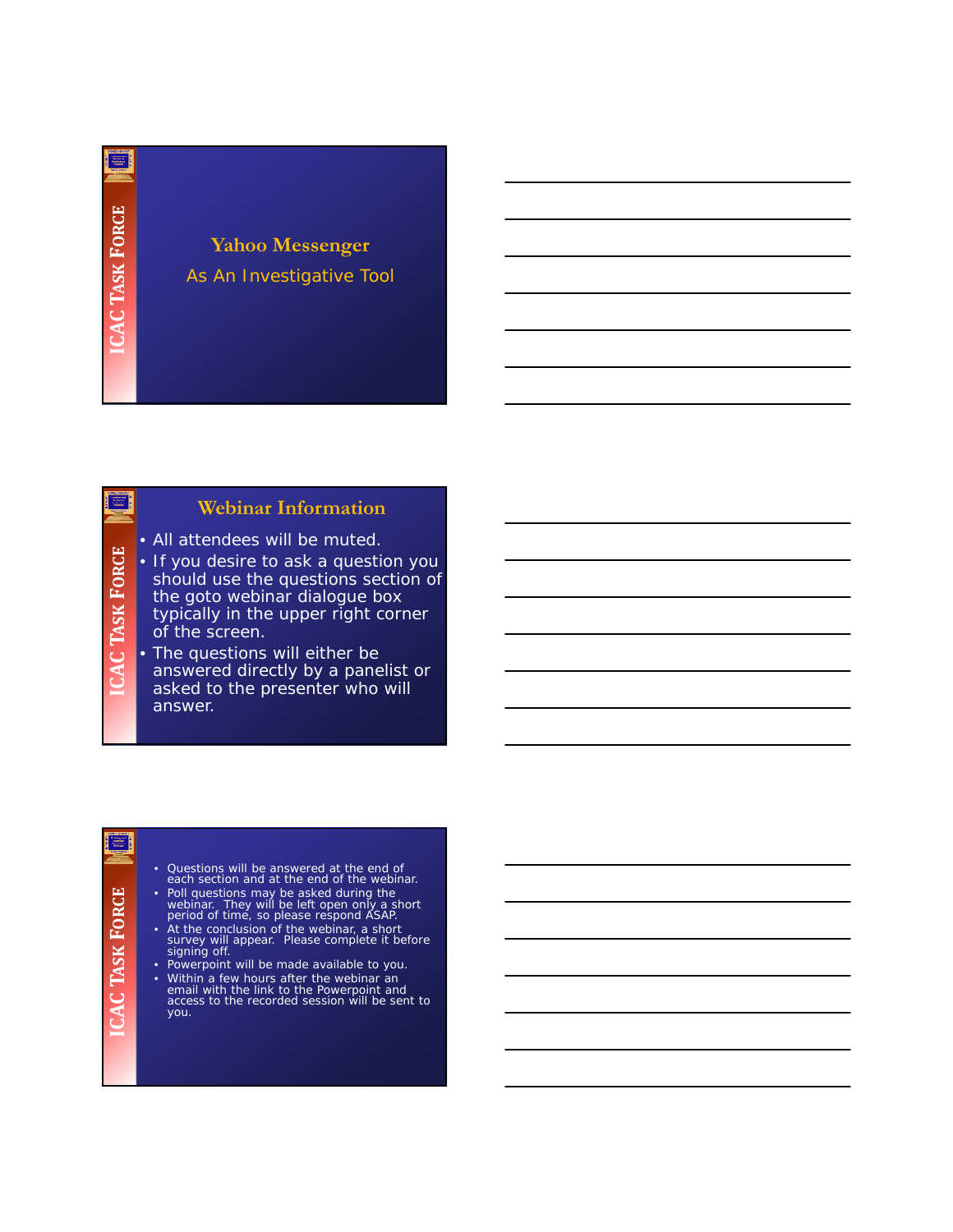ICAC TASK FORCE

# Yahoo Messenger

As An Investigative Tool

---

ICAC TASK FORCE

## Webinar Information

- All attendees will be muted.
- If you desire to ask a question you should use the questions section of the goto webinar dialogue box typically in the upper right corner of the screen.
- The questions will either be answered directly by a panelist or asked to the presenter who will answer.

---

ICAC TASK FORCE

- Questions will be answered at the end of each section and at the end of the webinar.
- Poll questions may be asked during the webinar. They will be left open only a short period of time, so please respond ASAP.
- At the conclusion of the webinar, a short survey will appear. Please complete it before signing off.
- Powerpoint will be made available to you.
- Within a few hours after the webinar an email with the link to the Powerpoint and access to the recorded session will be sent to you.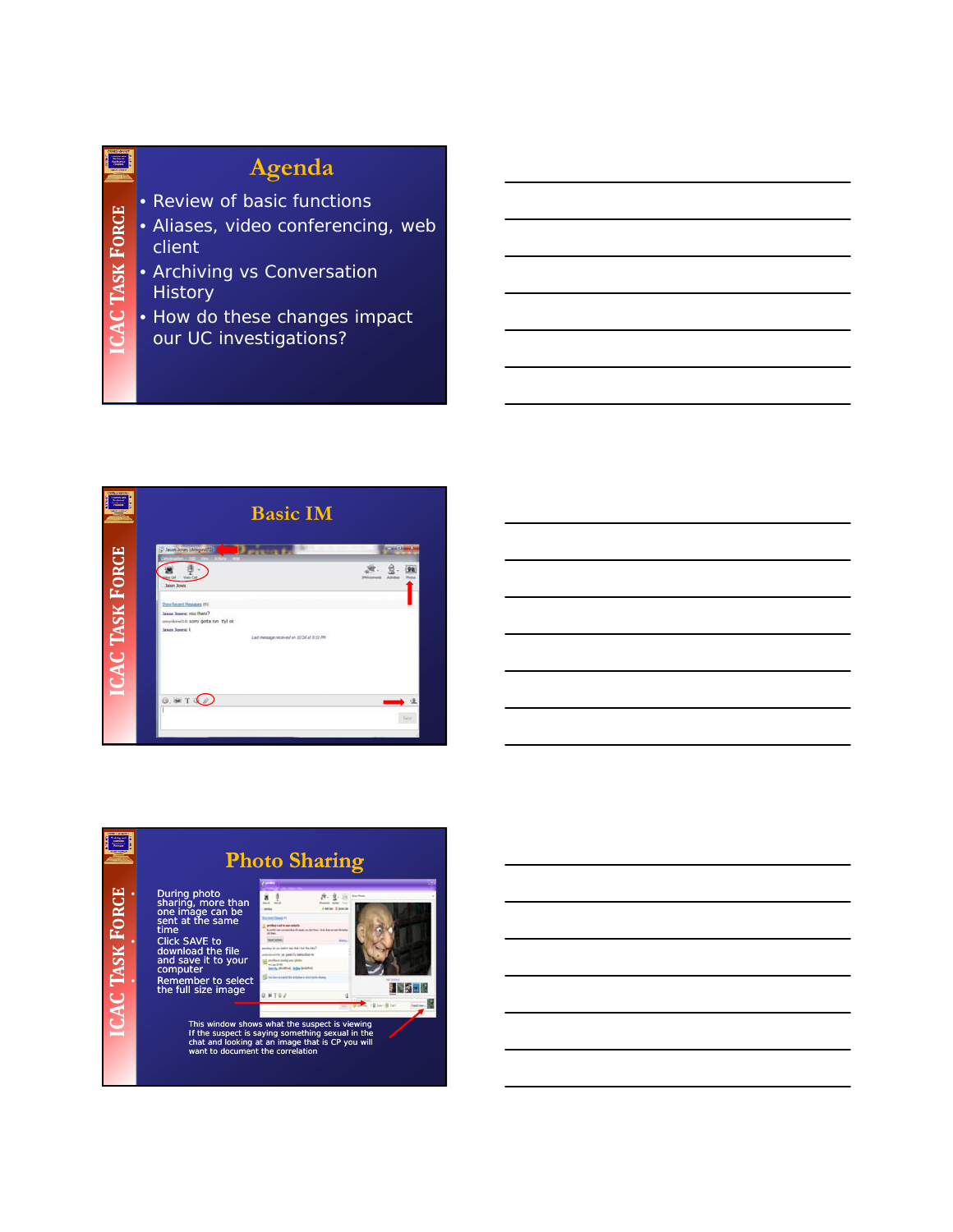## Agenda

- Review of basic functions
- Aliases, video conferencing, web client
- Archiving vs Conversation History
- How do these changes impact our UC investigations?

## Basic IM

## Photo Sharing

- During photo sharing, more than one image can be sent at the same time
- Click SAVE to download the file and save it to your computer
- Remember to select the full size image

This window shows what the suspect is viewing
If the suspect is saying something sexual in the chat and looking at an image that is CP you will want to document the correlation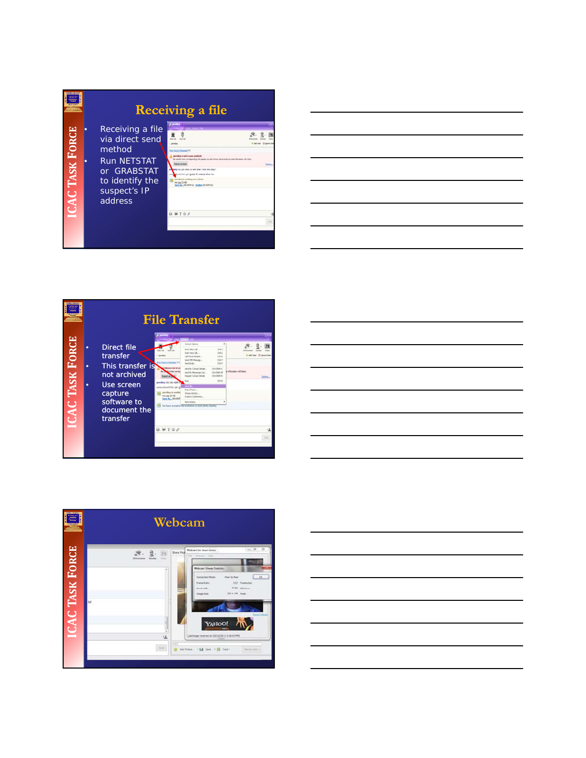## Receiving a file

- Receiving a file via direct send method
- Run NETSTAT or GRABSTAT to identify the suspect's IP address

## File Transfer

- Direct file transfer
- This transfer is not archived
- Use screen capture software to document the transfer

## Webcam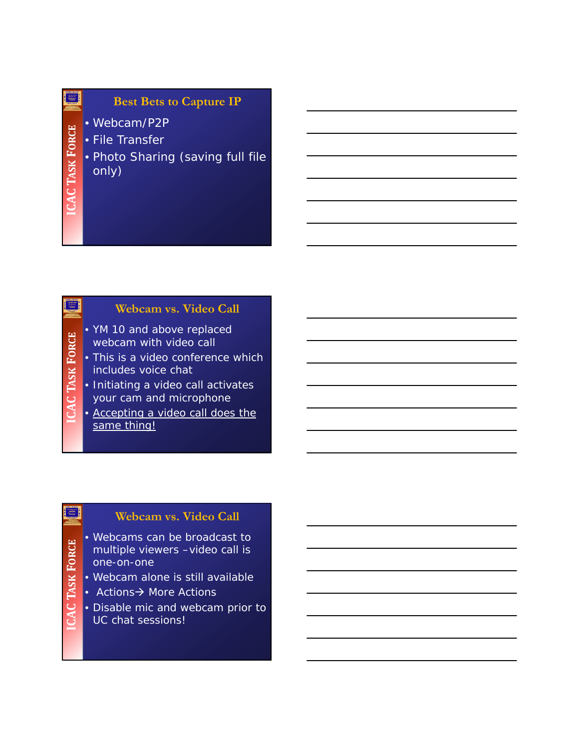## Best Bets to Capture IP

- Webcam/P2P
- File Transfer
- Photo Sharing (saving full file only)

## Webcam vs. Video Call

- YM 10 and above replaced webcam with video call
- This is a video conference which includes voice chat
- Initiating a video call activates your cam and microphone
- <u>Accepting a video call does the same thing!</u>

## Webcam vs. Video Call

- Webcams can be broadcast to multiple viewers –video call is one-on-one
- Webcam alone is still available
- Actions→ More Actions
- Disable mic and webcam prior to UC chat sessions!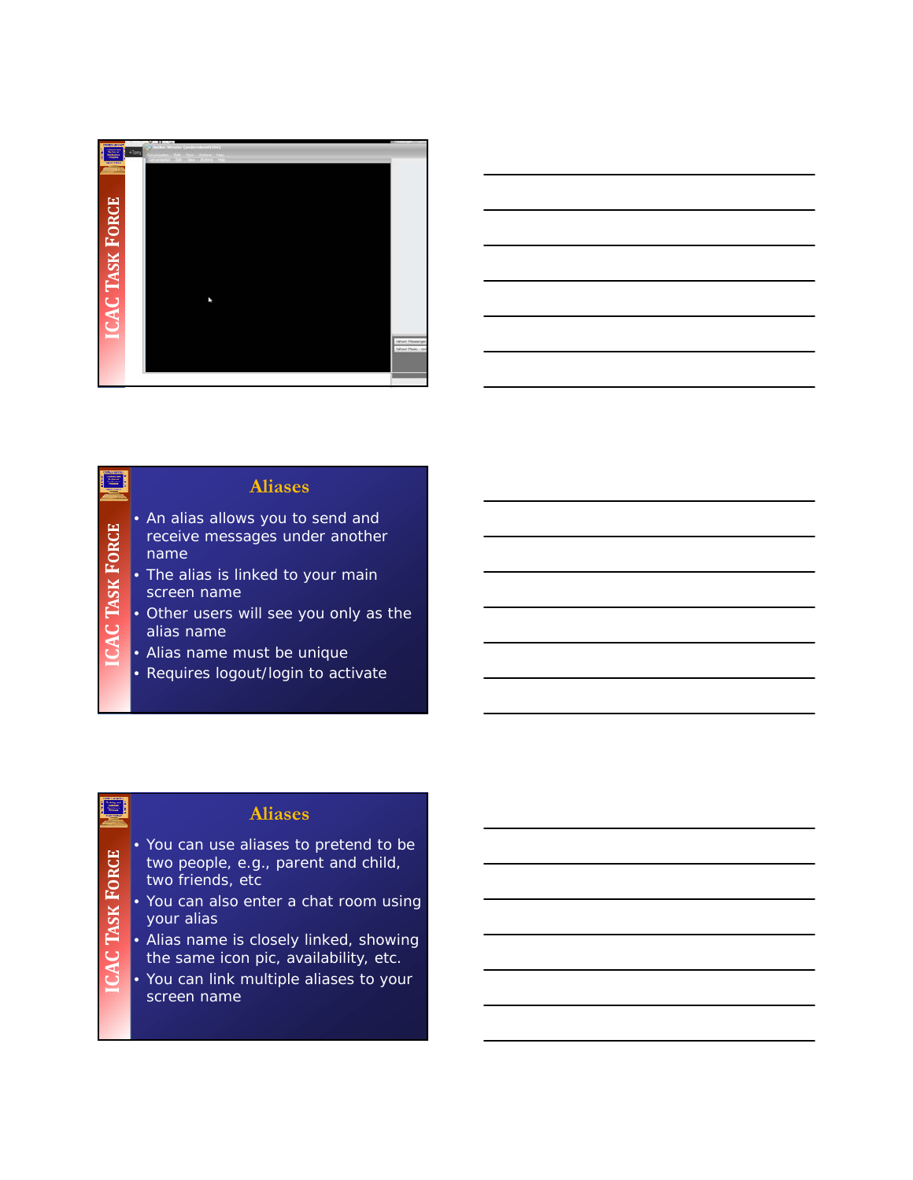## Aliases

- An alias allows you to send and receive messages under another name
- The alias is linked to your main screen name
- Other users will see you only as the alias name
- Alias name must be unique
- Requires logout/login to activate

## Aliases

- You can use aliases to pretend to be two people, e.g., parent and child, two friends, etc
- You can also enter a chat room using your alias
- Alias name is closely linked, showing the same icon pic, availability, etc.
- You can link multiple aliases to your screen name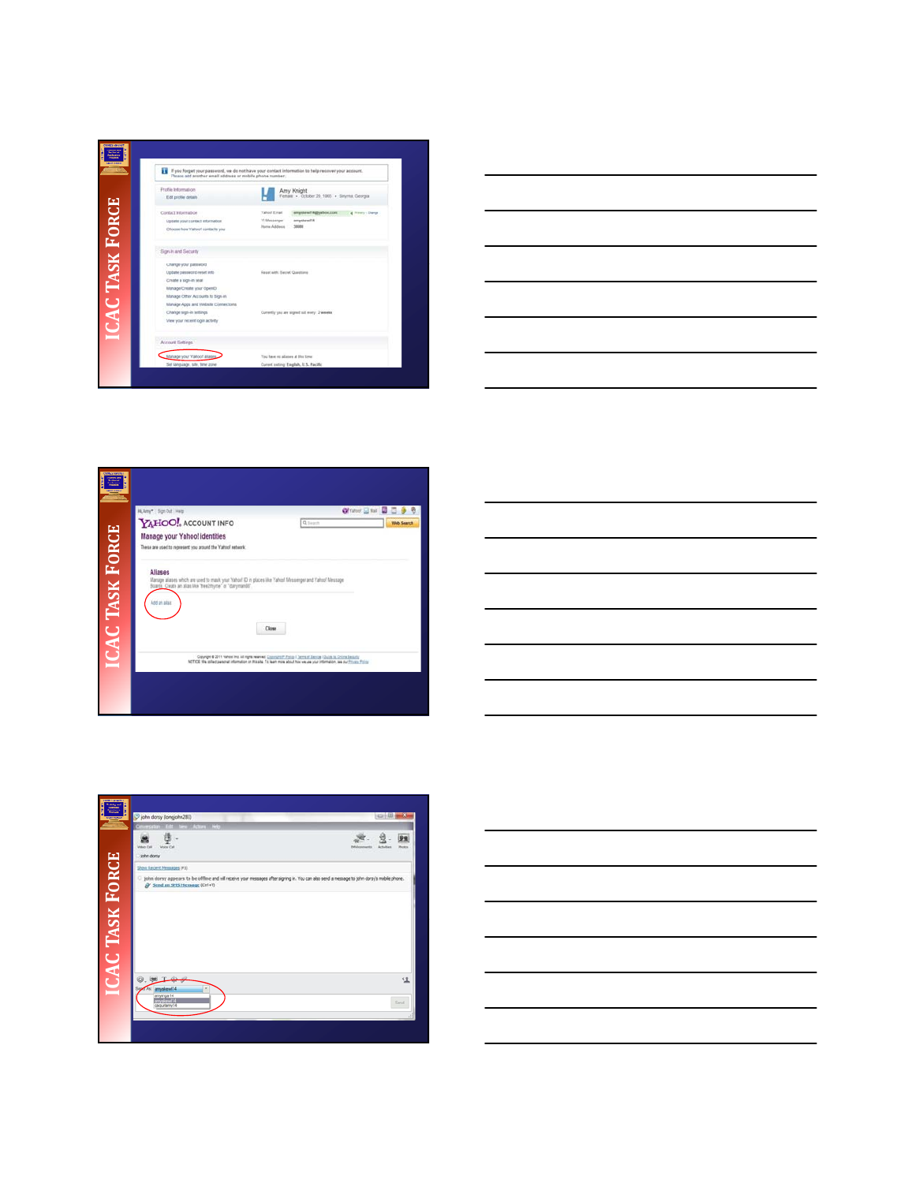ICAC TASK FORCE

If you forget your password, we do not have your contact information to help recover your account. Please add another email address or mobile phone number.

Profile Information
Edit profile details

Amy Knight
Female • October 29, 1980 • Smyrna, Georgia

Contact Information
Update your contact information
Choose how Yahoo! contacts you

Sign-in and Security
Change your password
Update password reset info
Create a sign-in seal
Manage/Create your OpenID
Manage Other Accounts to Sign-in
Manage Apps and Website Connections
Change sign-in settings
View your recent login activity

Reset with Secret Questions

Currently you are signed out every 2 weeks

Account Settings
Manage your Yahoo! aliases
Set language, site, time zone

You have no aliases at this time
Current setting: English, U.S. Pacific

---

ICAC TASK FORCE

YAHOO! ACCOUNT INFO

Manage your Yahoo! identities

These are used to represent you around the Yahoo! network

Aliases

Manage aliases which are used to mask your Yahoo! ID in places like Yahoo! Messenger and Yahoo! Message Boards. Create an alias like 'freezmyne' or 'darymandi'

Add an alias

Close

---

ICAC TASK FORCE

john dorsy (omjohn28)

Conversation Edit View Actions Help

Show Recent Messages (F3)

john dorsy appears to be offline and will receive your messages after signing in. You can also send a message to john dorsy's mobile phone.

Send an SMS Message (Ctrl+T)

Send As: amyskewl14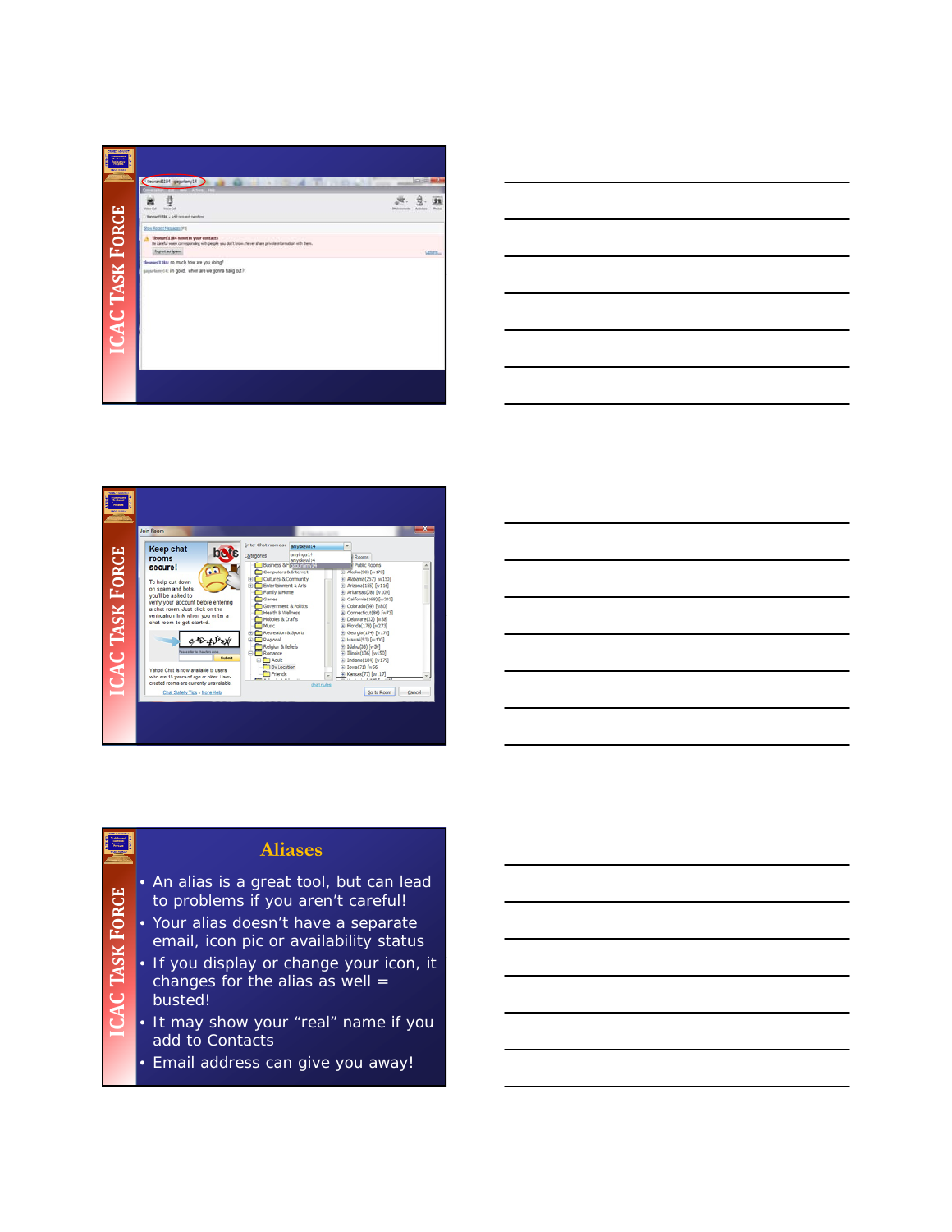## Aliases

- An alias is a great tool, but can lead to problems if you aren't careful!
- Your alias doesn't have a separate email, icon pic or availability status
- If you display or change your icon, it changes for the alias as well = busted!
- It may show your "real" name if you add to Contacts
- Email address can give you away!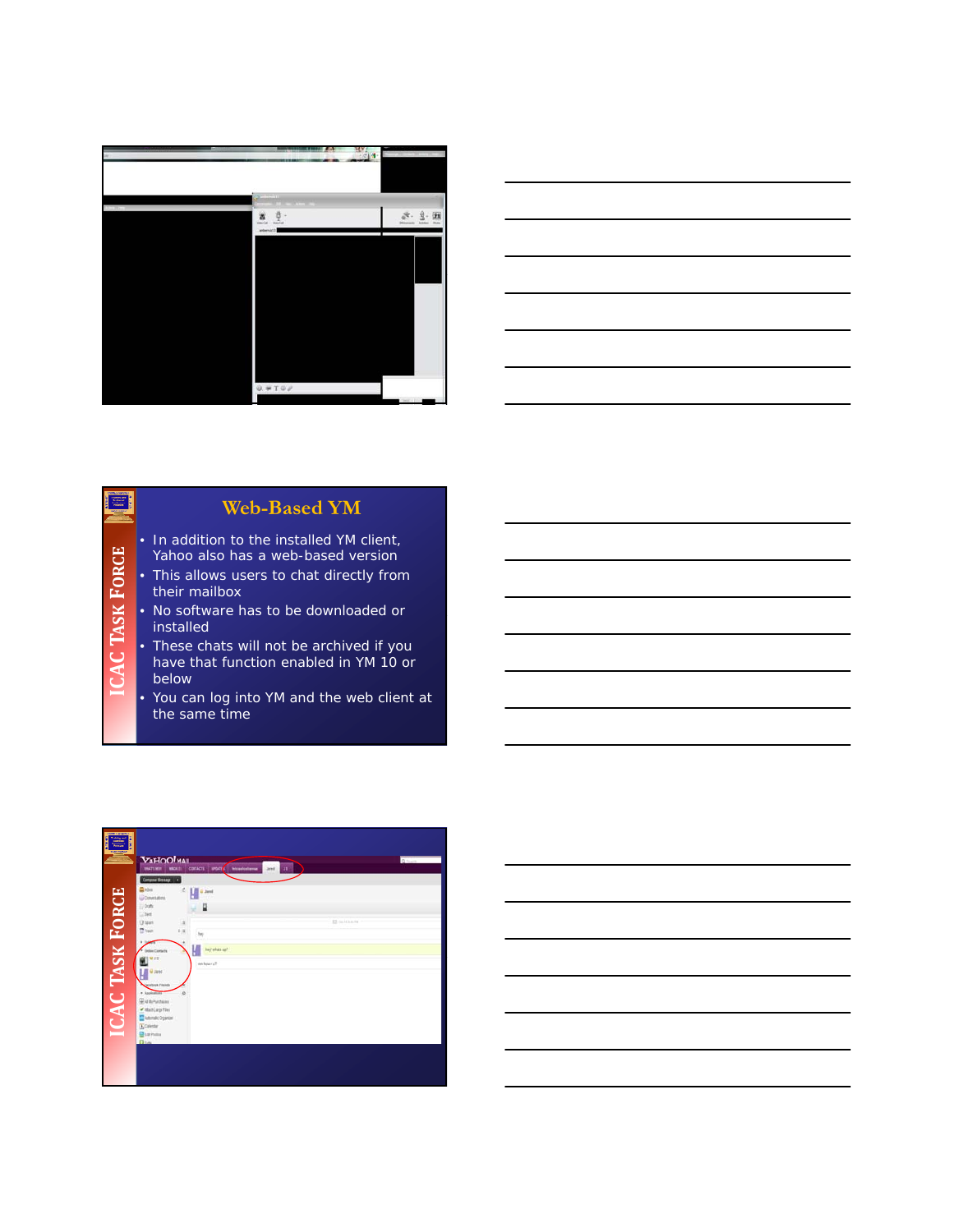## Web-Based YM

- In addition to the installed YM client, Yahoo also has a web-based version
- This allows users to chat directly from their mailbox
- No software has to be downloaded or installed
- These chats will not be archived if you have that function enabled in YM 10 or below
- You can log into YM and the web client at the same time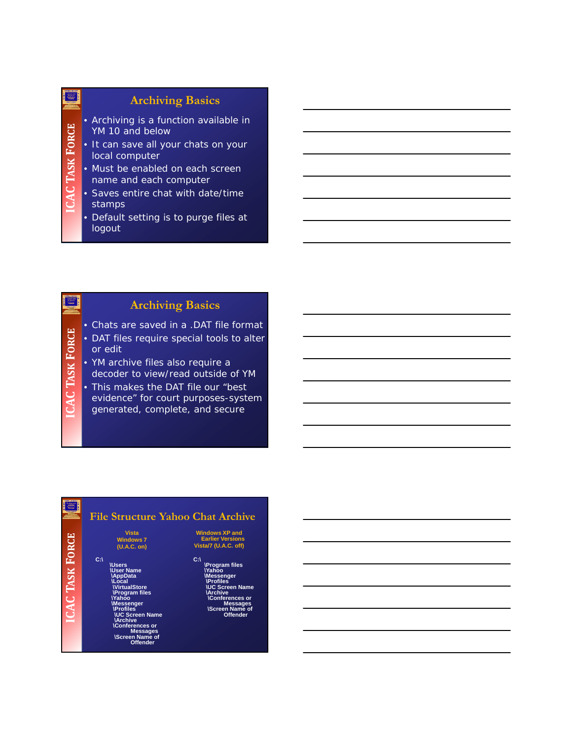## Archiving Basics

- Archiving is a function available in YM 10 and below
- It can save all your chats on your local computer
- Must be enabled on each screen name and each computer
- Saves entire chat with date/time stamps
- Default setting is to purge files at logout

## Archiving Basics

- Chats are saved in a .DAT file format
- DAT files require special tools to alter or edit
- YM archive files also require a decoder to view/read outside of YM
- This makes the DAT file our "best evidence" for court purposes-system generated, complete, and secure

## File Structure Yahoo Chat Archive

**Vista Windows 7 (U.A.C. on)**

```
C:\
   \Users
   \User Name
    \AppData
    \Local
     \VirtualStore
     \Program files
    \Yahoo
    \Messenger
     \Profiles
      \UC Screen Name
      \Archive
     \Conferences or
           Messages
      \Screen Name of
           Offender
```

**Windows XP and Earlier Versions Vista/7 (U.A.C. off)**

```
C:\
   \Program files
   \Yahoo
   \Messenger
    \Profiles
    \UC Screen Name
    \Archive
     \Conferences or
          Messages
     \Screen Name of
          Offender
```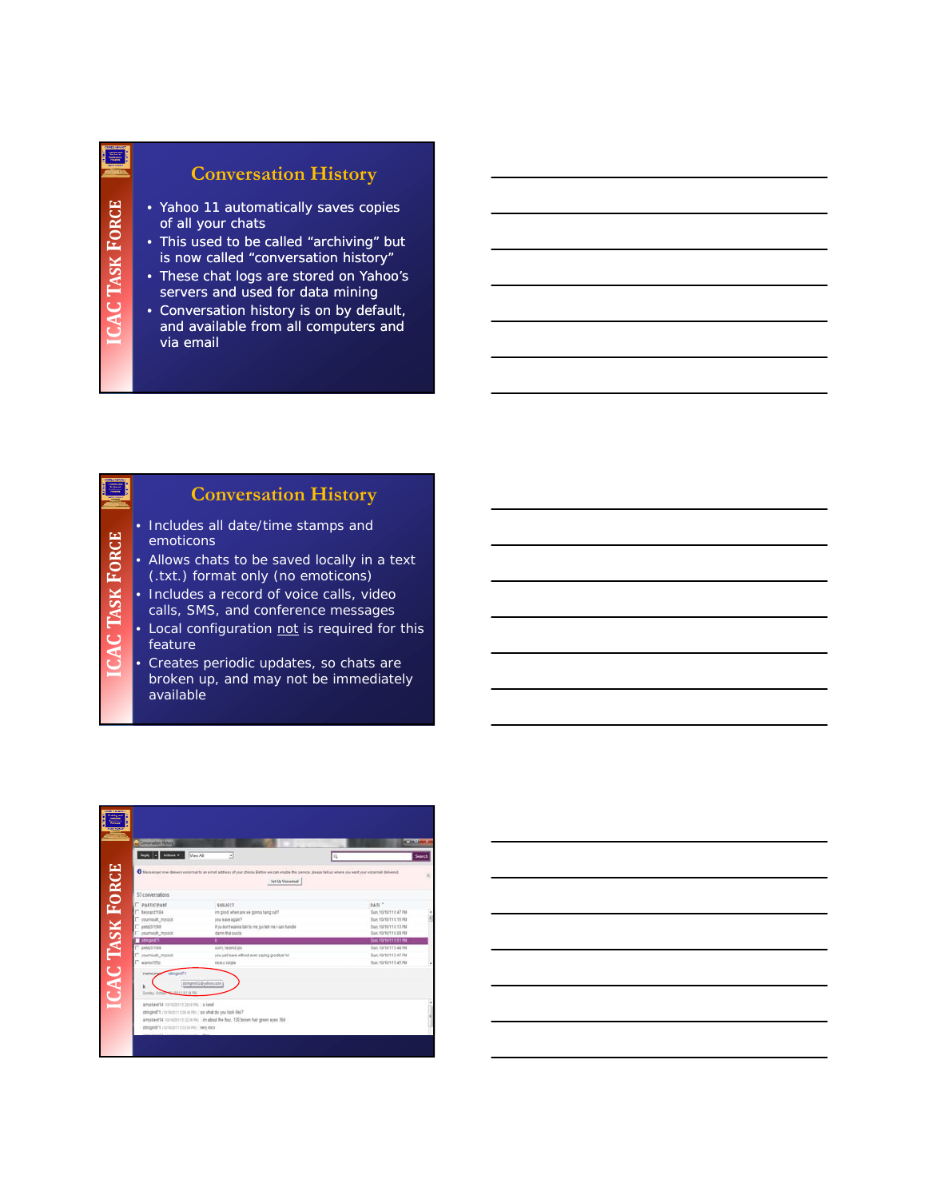## Conversation History

- Yahoo 11 automatically saves copies of all your chats
- This used to be called "archiving" but is now called "conversation history"
- These chat logs are stored on Yahoo's servers and used for data mining
- Conversation history is on by default, and available from all computers and via email

## Conversation History

- Includes all date/time stamps and emoticons
- Allows chats to be saved locally in a text (.txt.) format only (no emoticons)
- Includes a record of voice calls, video calls, SMS, and conference messages
- Local configuration not is required for this feature
- Creates periodic updates, so chats are broken up, and may not be immediately available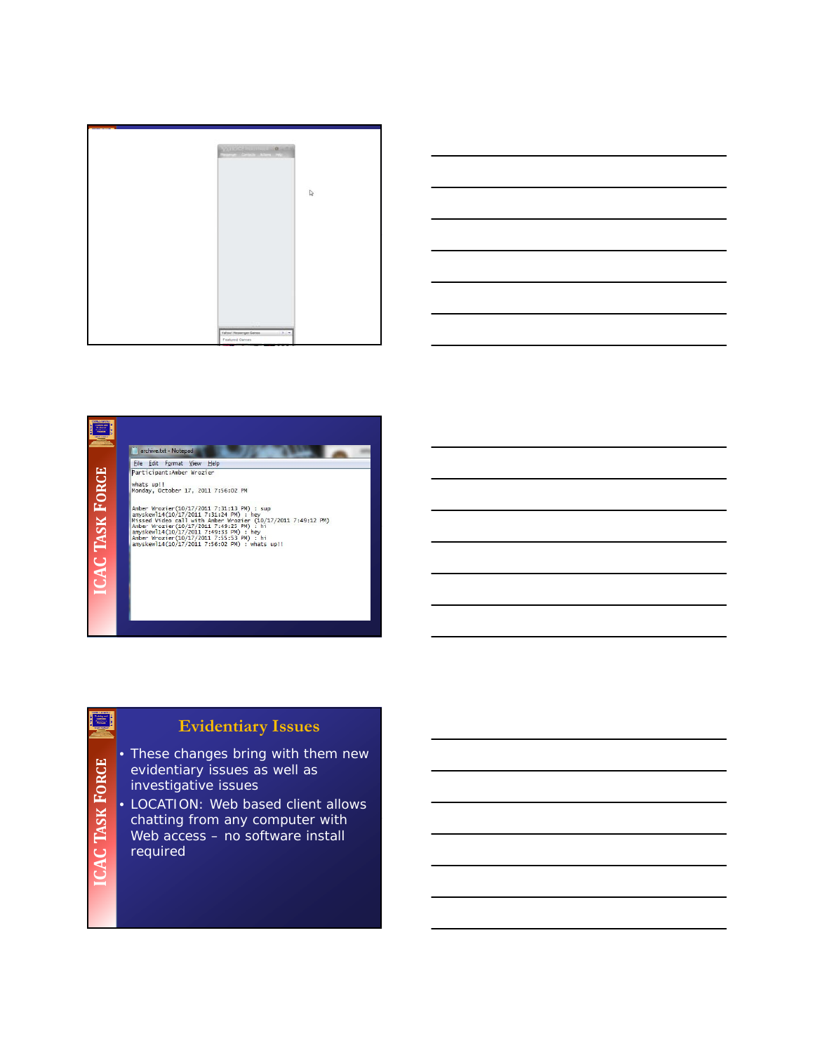```
Participant:Amber Wrozier

whats up!!
Monday, October 17, 2011 7:56:02 PM

Amber Wrozier(10/17/2011 7:31:13 PM) : sup
amyskew114(10/17/2011 7:31:24 PM) : hey
Missed Video call with Amber Wrozier (10/17/2011 7:49:12 PM)
Amber Wrozier(10/17/2011 7:49:25 PM) : hi
amyskew114(10/17/2011 7:49:33 PM) : hey
Amber Wrozier(10/17/2011 7:55:53 PM) : hi
amyskew114(10/17/2011 7:56:02 PM) : whats up!!
```

## Evidentiary Issues

- These changes bring with them new evidentiary issues as well as investigative issues
- LOCATION: Web based client allows chatting from any computer with Web access – no software install required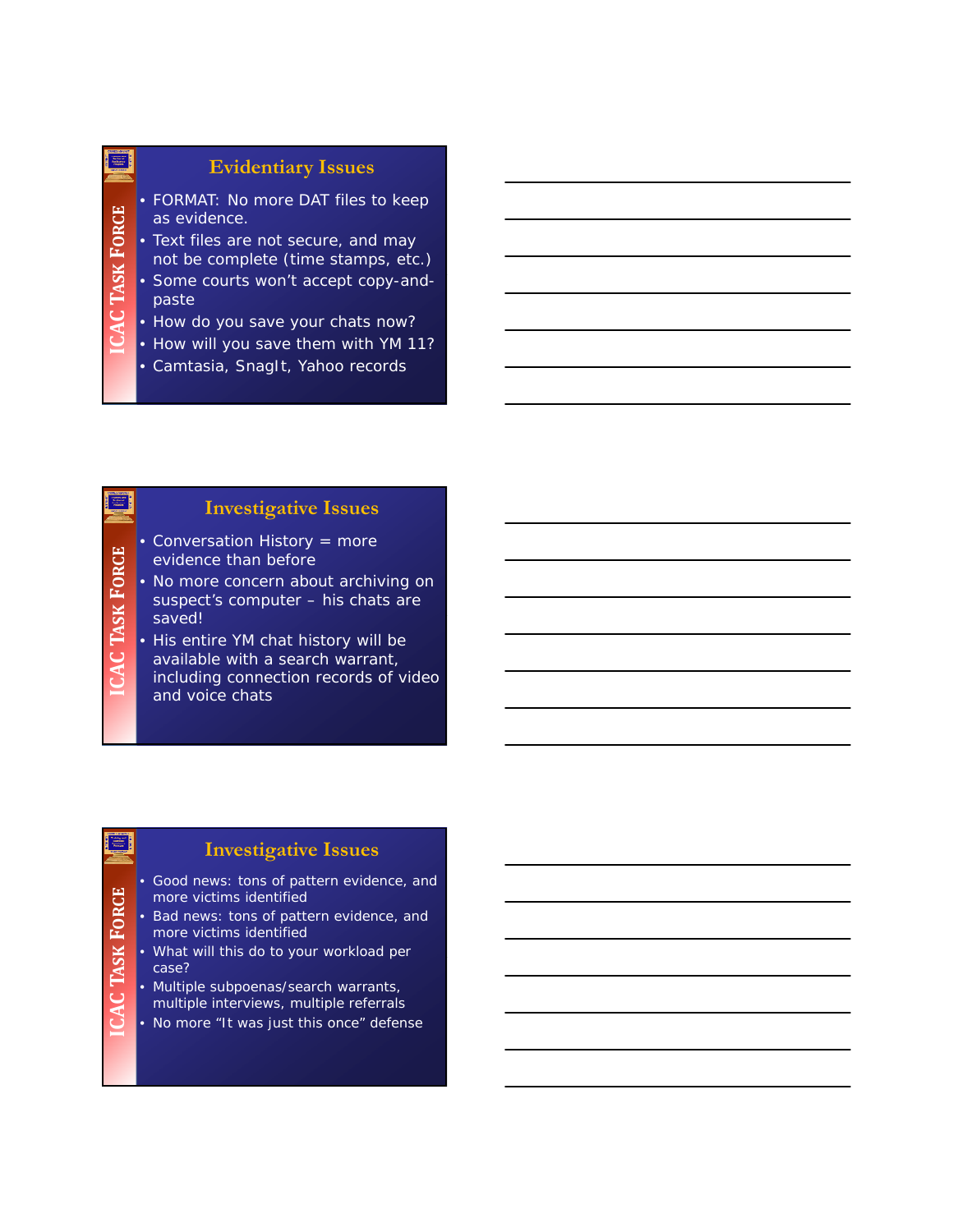## Evidentiary Issues

- FORMAT: No more DAT files to keep as evidence.
- Text files are not secure, and may not be complete (time stamps, etc.)
- Some courts won't accept copy-and-paste
- How do you save your chats now?
- How will you save them with YM 11?
- Camtasia, SnagIt, Yahoo records

## Investigative Issues

- Conversation History = more evidence than before
- No more concern about archiving on suspect's computer – his chats are saved!
- His entire YM chat history will be available with a search warrant, including connection records of video and voice chats

## Investigative Issues

- Good news: tons of pattern evidence, and more victims identified
- Bad news: tons of pattern evidence, and more victims identified
- What will this do to your workload per case?
- Multiple subpoenas/search warrants, multiple interviews, multiple referrals
- No more "It was just this once" defense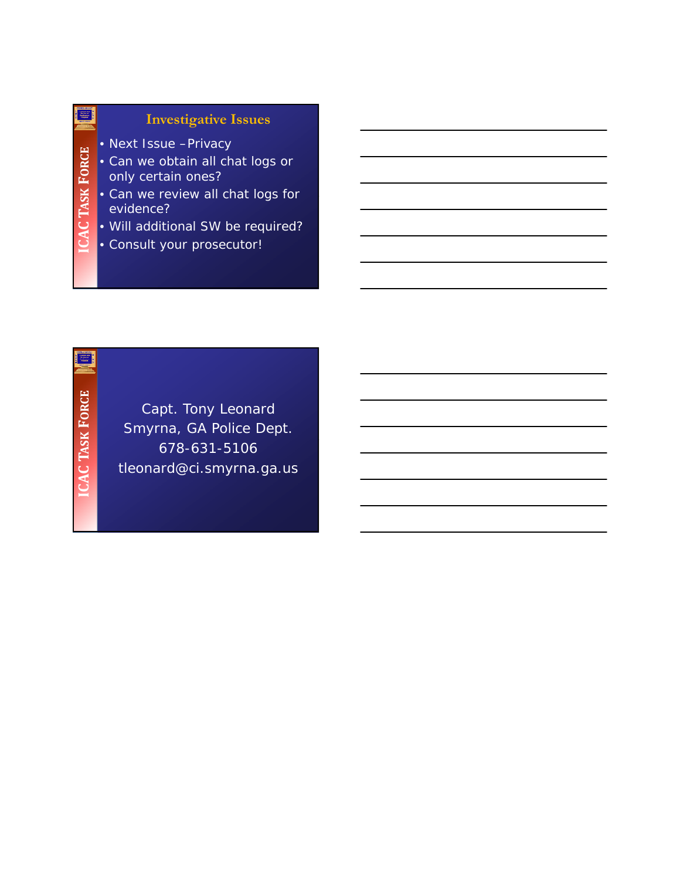## Investigative Issues

- Next Issue – Privacy
- Can we obtain all chat logs or only certain ones?
- Can we review all chat logs for evidence?
- Will additional SW be required?
- Consult your prosecutor!

Capt. Tony Leonard
Smyrna, GA Police Dept.
678-631-5106
tleonard@ci.smyrna.ga.us